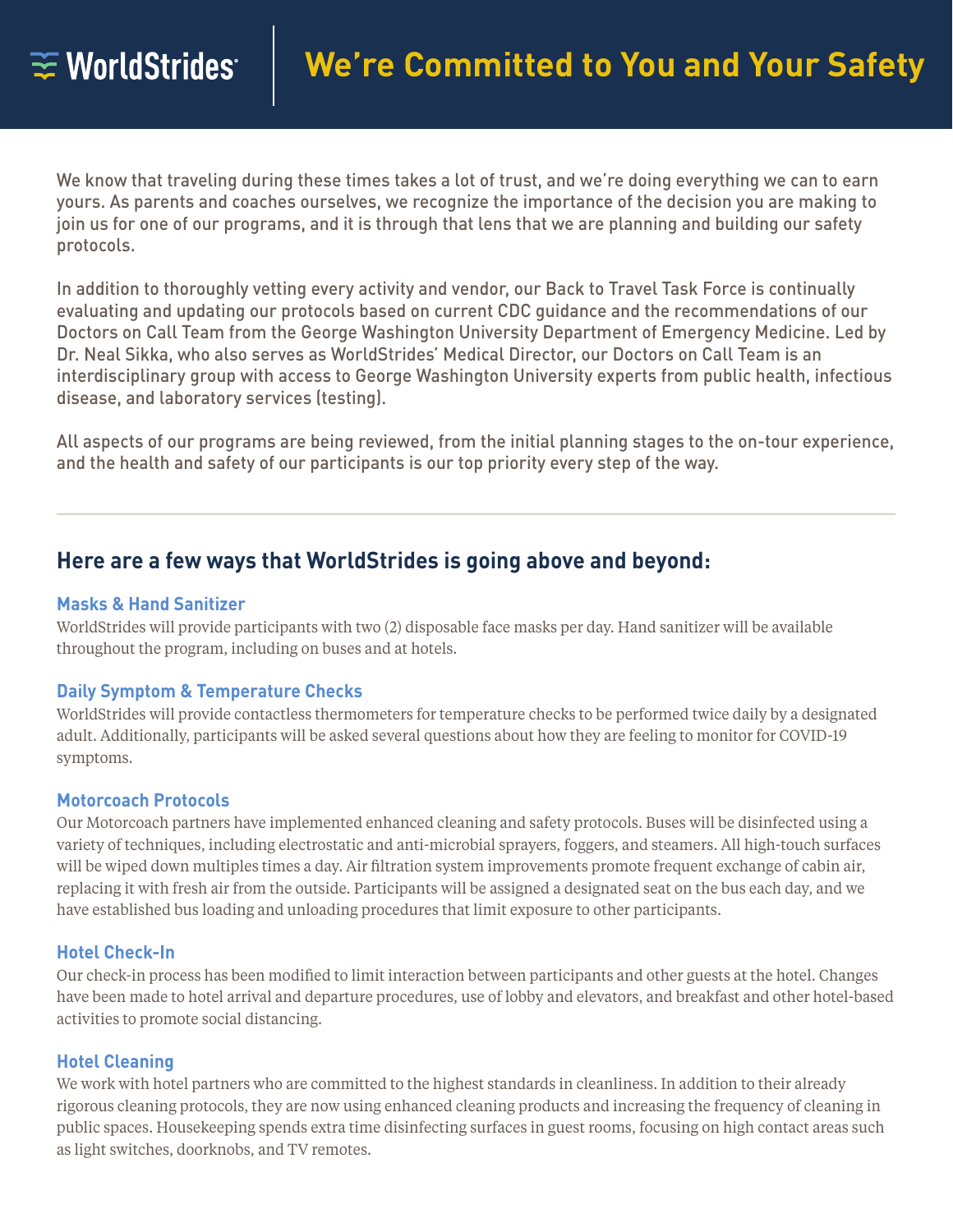WorldStrides

# We're Committed to You and Your Safety

We know that traveling during these times takes a lot of trust, and we're doing everything we can to earn yours. As parents and coaches ourselves, we recognize the importance of the decision you are making to join us for one of our programs, and it is through that lens that we are planning and building our safety protocols.

In addition to thoroughly vetting every activity and vendor, our Back to Travel Task Force is continually evaluating and updating our protocols based on current CDC guidance and the recommendations of our Doctors on Call Team from the George Washington University Department of Emergency Medicine. Led by Dr. Neal Sikka, who also serves as WorldStrides' Medical Director, our Doctors on Call Team is an interdisciplinary group with access to George Washington University experts from public health, infectious disease, and laboratory services (testing).

All aspects of our programs are being reviewed, from the initial planning stages to the on-tour experience, and the health and safety of our participants is our top priority every step of the way.

---

## Here are a few ways that WorldStrides is going above and beyond:

### Masks & Hand Sanitizer

WorldStrides will provide participants with two (2) disposable face masks per day. Hand sanitizer will be available throughout the program, including on buses and at hotels.

### Daily Symptom & Temperature Checks

WorldStrides will provide contactless thermometers for temperature checks to be performed twice daily by a designated adult. Additionally, participants will be asked several questions about how they are feeling to monitor for COVID-19 symptoms.

### Motorcoach Protocols

Our Motorcoach partners have implemented enhanced cleaning and safety protocols. Buses will be disinfected using a variety of techniques, including electrostatic and anti-microbial sprayers, foggers, and steamers. All high-touch surfaces will be wiped down multiples times a day. Air filtration system improvements promote frequent exchange of cabin air, replacing it with fresh air from the outside. Participants will be assigned a designated seat on the bus each day, and we have established bus loading and unloading procedures that limit exposure to other participants.

### Hotel Check-In

Our check-in process has been modified to limit interaction between participants and other guests at the hotel. Changes have been made to hotel arrival and departure procedures, use of lobby and elevators, and breakfast and other hotel-based activities to promote social distancing.

### Hotel Cleaning

We work with hotel partners who are committed to the highest standards in cleanliness. In addition to their already rigorous cleaning protocols, they are now using enhanced cleaning products and increasing the frequency of cleaning in public spaces. Housekeeping spends extra time disinfecting surfaces in guest rooms, focusing on high contact areas such as light switches, doorknobs, and TV remotes.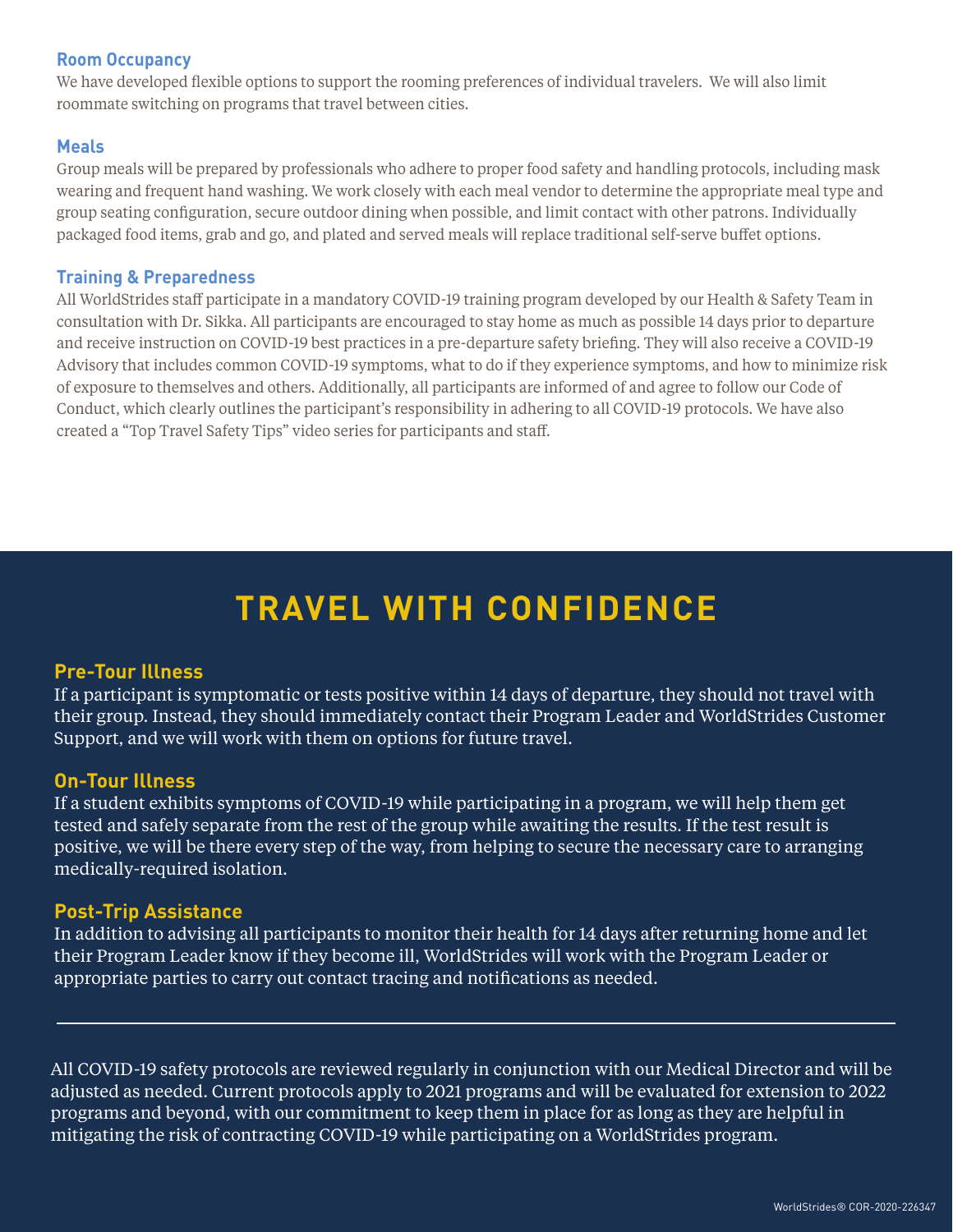### Room Occupancy

We have developed flexible options to support the rooming preferences of individual travelers. We will also limit roommate switching on programs that travel between cities.

### Meals

Group meals will be prepared by professionals who adhere to proper food safety and handling protocols, including mask wearing and frequent hand washing. We work closely with each meal vendor to determine the appropriate meal type and group seating configuration, secure outdoor dining when possible, and limit contact with other patrons. Individually packaged food items, grab and go, and plated and served meals will replace traditional self-serve buffet options.

### Training & Preparedness

All WorldStrides staff participate in a mandatory COVID-19 training program developed by our Health & Safety Team in consultation with Dr. Sikka. All participants are encouraged to stay home as much as possible 14 days prior to departure and receive instruction on COVID-19 best practices in a pre-departure safety briefing. They will also receive a COVID-19 Advisory that includes common COVID-19 symptoms, what to do if they experience symptoms, and how to minimize risk of exposure to themselves and others. Additionally, all participants are informed of and agree to follow our Code of Conduct, which clearly outlines the participant's responsibility in adhering to all COVID-19 protocols. We have also created a "Top Travel Safety Tips" video series for participants and staff.

## TRAVEL WITH CONFIDENCE

### Pre-Tour Illness

If a participant is symptomatic or tests positive within 14 days of departure, they should not travel with their group. Instead, they should immediately contact their Program Leader and WorldStrides Customer Support, and we will work with them on options for future travel.

### On-Tour Illness

If a student exhibits symptoms of COVID-19 while participating in a program, we will help them get tested and safely separate from the rest of the group while awaiting the results. If the test result is positive, we will be there every step of the way, from helping to secure the necessary care to arranging medically-required isolation.

### Post-Trip Assistance

In addition to advising all participants to monitor their health for 14 days after returning home and let their Program Leader know if they become ill, WorldStrides will work with the Program Leader or appropriate parties to carry out contact tracing and notifications as needed.

---

All COVID-19 safety protocols are reviewed regularly in conjunction with our Medical Director and will be adjusted as needed. Current protocols apply to 2021 programs and will be evaluated for extension to 2022 programs and beyond, with our commitment to keep them in place for as long as they are helpful in mitigating the risk of contracting COVID-19 while participating on a WorldStrides program.

WorldStrides® COR-2020-226347